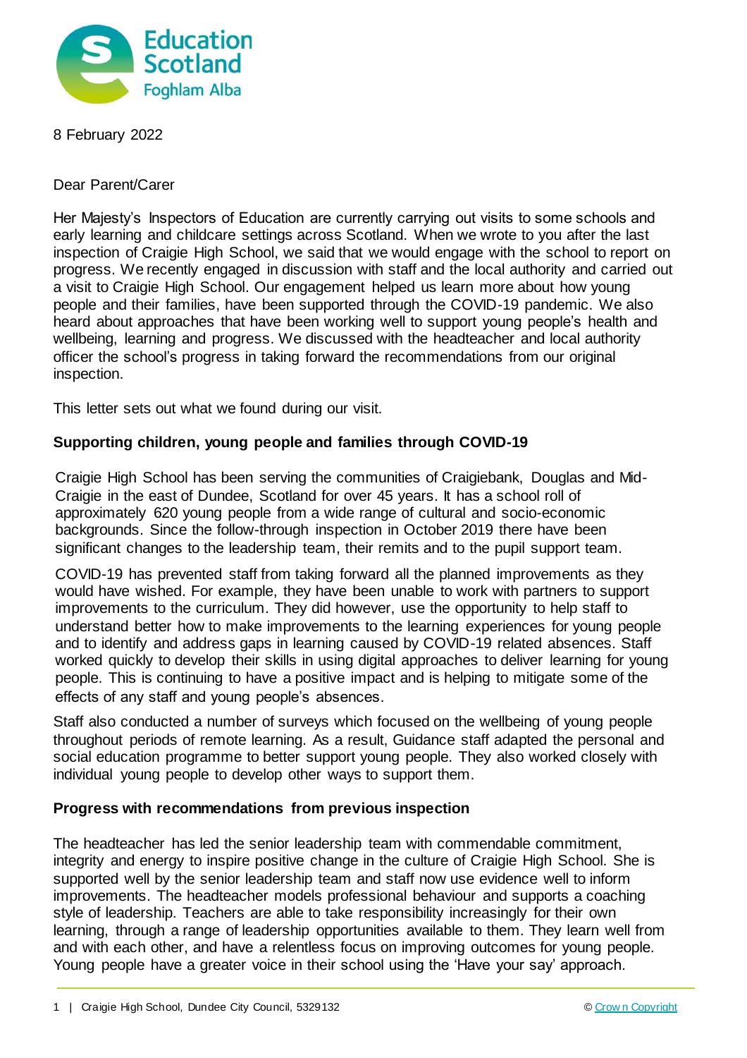8 February 2022

Dear Parent/Carer

Her Majesty's Inspectors of Education are currently carrying out visits to some schools and early learning and childcare settings across Scotland. When we wrote to you after the last inspection of Craigie High School, we said that we would engage with the school to report on progress. We recently engaged in discussion with staff and the local authority and carried out a visit to Craigie High School. Our engagement helped us learn more about how young people and their families, have been supported through the COVID-19 pandemic. We also heard about approaches that have been working well to support young people's health and wellbeing, learning and progress. We discussed with the headteacher and local authority officer the school's progress in taking forward the recommendations from our original inspection.

This letter sets out what we found during our visit.

## Supporting children, young people and families through COVID-19

Craigie High School has been serving the communities of Craigiebank, Douglas and Mid-Craigie in the east of Dundee, Scotland for over 45 years. It has a school roll of approximately 620 young people from a wide range of cultural and socio-economic backgrounds. Since the follow-through inspection in October 2019 there have been significant changes to the leadership team, their remits and to the pupil support team.

COVID-19 has prevented staff from taking forward all the planned improvements as they would have wished. For example, they have been unable to work with partners to support improvements to the curriculum. They did however, use the opportunity to help staff to understand better how to make improvements to the learning experiences for young people and to identify and address gaps in learning caused by COVID-19 related absences. Staff worked quickly to develop their skills in using digital approaches to deliver learning for young people. This is continuing to have a positive impact and is helping to mitigate some of the effects of any staff and young people's absences.

Staff also conducted a number of surveys which focused on the wellbeing of young people throughout periods of remote learning. As a result, Guidance staff adapted the personal and social education programme to better support young people. They also worked closely with individual young people to develop other ways to support them.

## Progress with recommendations from previous inspection

The headteacher has led the senior leadership team with commendable commitment, integrity and energy to inspire positive change in the culture of Craigie High School. She is supported well by the senior leadership team and staff now use evidence well to inform improvements. The headteacher models professional behaviour and supports a coaching style of leadership. Teachers are able to take responsibility increasingly for their own learning, through a range of leadership opportunities available to them. They learn well from and with each other, and have a relentless focus on improving outcomes for young people. Young people have a greater voice in their school using the 'Have your say' approach.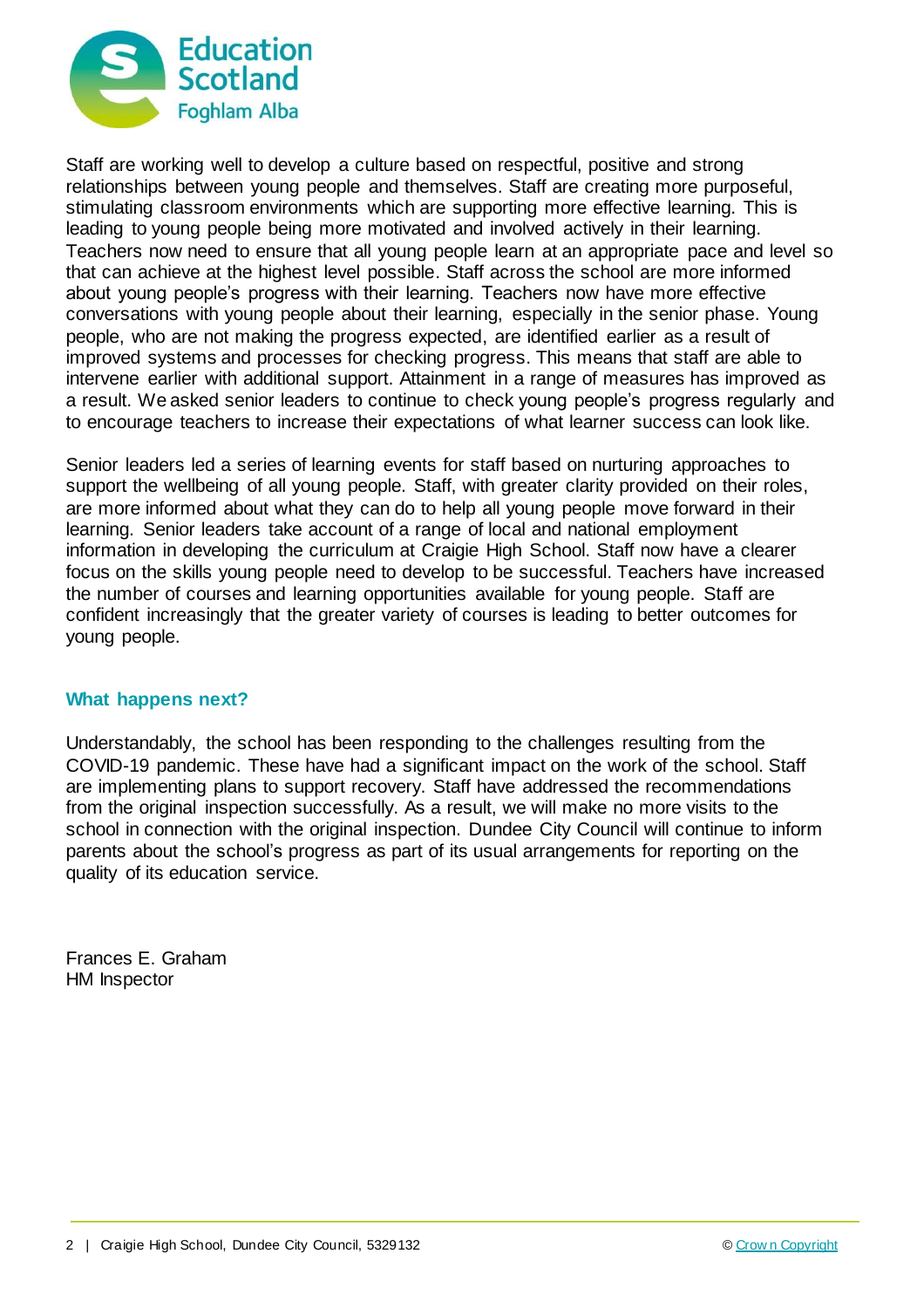Staff are working well to develop a culture based on respectful, positive and strong relationships between young people and themselves. Staff are creating more purposeful, stimulating classroom environments which are supporting more effective learning. This is leading to young people being more motivated and involved actively in their learning. Teachers now need to ensure that all young people learn at an appropriate pace and level so that can achieve at the highest level possible. Staff across the school are more informed about young people's progress with their learning. Teachers now have more effective conversations with young people about their learning, especially in the senior phase. Young people, who are not making the progress expected, are identified earlier as a result of improved systems and processes for checking progress. This means that staff are able to intervene earlier with additional support. Attainment in a range of measures has improved as a result. We asked senior leaders to continue to check young people's progress regularly and to encourage teachers to increase their expectations of what learner success can look like.

Senior leaders led a series of learning events for staff based on nurturing approaches to support the wellbeing of all young people. Staff, with greater clarity provided on their roles, are more informed about what they can do to help all young people move forward in their learning. Senior leaders take account of a range of local and national employment information in developing the curriculum at Craigie High School. Staff now have a clearer focus on the skills young people need to develop to be successful. Teachers have increased the number of courses and learning opportunities available for young people. Staff are confident increasingly that the greater variety of courses is leading to better outcomes for young people.

## What happens next?

Understandably, the school has been responding to the challenges resulting from the COVID-19 pandemic. These have had a significant impact on the work of the school. Staff are implementing plans to support recovery. Staff have addressed the recommendations from the original inspection successfully. As a result, we will make no more visits to the school in connection with the original inspection. Dundee City Council will continue to inform parents about the school's progress as part of its usual arrangements for reporting on the quality of its education service.

Frances E. Graham
HM Inspector